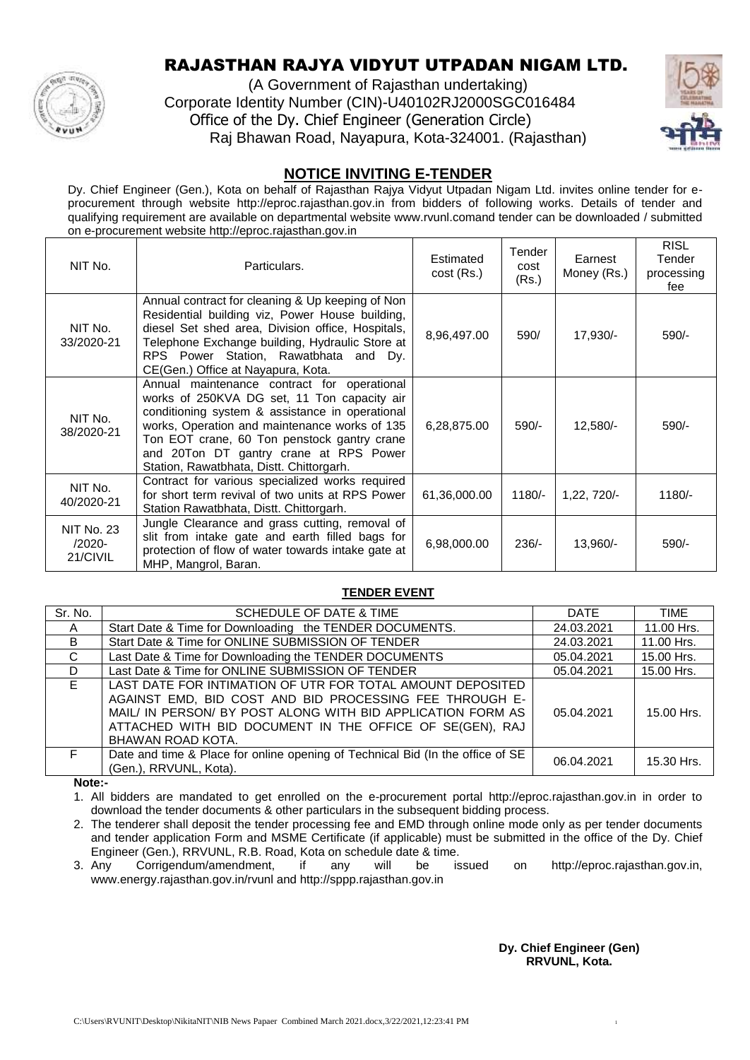# RAJASTHAN RAJYA VIDYUT UTPADAN NIGAM LTD.

(A Government of Rajasthan undertaking)
Corporate Identity Number (CIN)-U40102RJ2000SGC016484
Office of the Dy. Chief Engineer (Generation Circle)
Raj Bhawan Road, Nayapura, Kota-324001. (Rajasthan)

## NOTICE INVITING E-TENDER

Dy. Chief Engineer (Gen.), Kota on behalf of Rajasthan Rajya Vidyut Utpadan Nigam Ltd. invites online tender for e-procurement through website http://eproc.rajasthan.gov.in from bidders of following works. Details of tender and qualifying requirement are available on departmental website www.rvunl.comand tender can be downloaded / submitted on e-procurement website http://eproc.rajasthan.gov.in

| NIT No. | Particulars. | Estimated cost (Rs.) | Tender cost (Rs.) | Earnest Money (Rs.) | RISL Tender processing fee |
|---|---|---|---|---|---|
| NIT No. 33/2020-21 | Annual contract for cleaning & Up keeping of Non Residential building viz, Power House building, diesel Set shed area, Division office, Hospitals, Telephone Exchange building, Hydraulic Store at RPS Power Station, Rawatbhata and Dy. CE(Gen.) Office at Nayapura, Kota. | 8,96,497.00 | 590/ | 17,930/- | 590/- |
| NIT No. 38/2020-21 | Annual maintenance contract for operational works of 250KVA DG set, 11 Ton capacity air conditioning system & assistance in operational works, Operation and maintenance works of 135 Ton EOT crane, 60 Ton penstock gantry crane and 20Ton DT gantry crane at RPS Power Station, Rawatbhata, Distt. Chittorgarh. | 6,28,875.00 | 590/- | 12,580/- | 590/- |
| NIT No. 40/2020-21 | Contract for various specialized works required for short term revival of two units at RPS Power Station Rawatbhata, Distt. Chittorgarh. | 61,36,000.00 | 1180/- | 1,22, 720/- | 1180/- |
| NIT No. 23 /2020-21/CIVIL | Jungle Clearance and grass cutting, removal of slit from intake gate and earth filled bags for protection of flow of water towards intake gate at MHP, Mangrol, Baran. | 6,98,000.00 | 236/- | 13,960/- | 590/- |

### TENDER EVENT

| Sr. No. | SCHEDULE OF DATE & TIME | DATE | TIME |
|---|---|---|---|
| A | Start Date & Time for Downloading the TENDER DOCUMENTS. | 24.03.2021 | 11.00 Hrs. |
| B | Start Date & Time for ONLINE SUBMISSION OF TENDER | 24.03.2021 | 11.00 Hrs. |
| C | Last Date & Time for Downloading the TENDER DOCUMENTS | 05.04.2021 | 15.00 Hrs. |
| D | Last Date & Time for ONLINE SUBMISSION OF TENDER | 05.04.2021 | 15.00 Hrs. |
| E | LAST DATE FOR INTIMATION OF UTR FOR TOTAL AMOUNT DEPOSITED AGAINST EMD, BID COST AND BID PROCESSING FEE THROUGH E-MAIL/ IN PERSON/ BY POST ALONG WITH BID APPLICATION FORM AS ATTACHED WITH BID DOCUMENT IN THE OFFICE OF SE(GEN), RAJ BHAWAN ROAD KOTA. | 05.04.2021 | 15.00 Hrs. |
| F | Date and time & Place for online opening of Technical Bid (In the office of SE (Gen.), RRVUNL, Kota). | 06.04.2021 | 15.30 Hrs. |

**Note:-**

1. All bidders are mandated to get enrolled on the e-procurement portal http://eproc.rajasthan.gov.in in order to download the tender documents & other particulars in the subsequent bidding process.
2. The tenderer shall deposit the tender processing fee and EMD through online mode only as per tender documents and tender application Form and MSME Certificate (if applicable) must be submitted in the office of the Dy. Chief Engineer (Gen.), RRVUNL, R.B. Road, Kota on schedule date & time.
3. Any Corrigendum/amendment, if any will be issued on http://eproc.rajasthan.gov.in, www.energy.rajasthan.gov.in/rvunl and http://sppp.rajasthan.gov.in

**Dy. Chief Engineer (Gen)**
**RRVUNL, Kota.**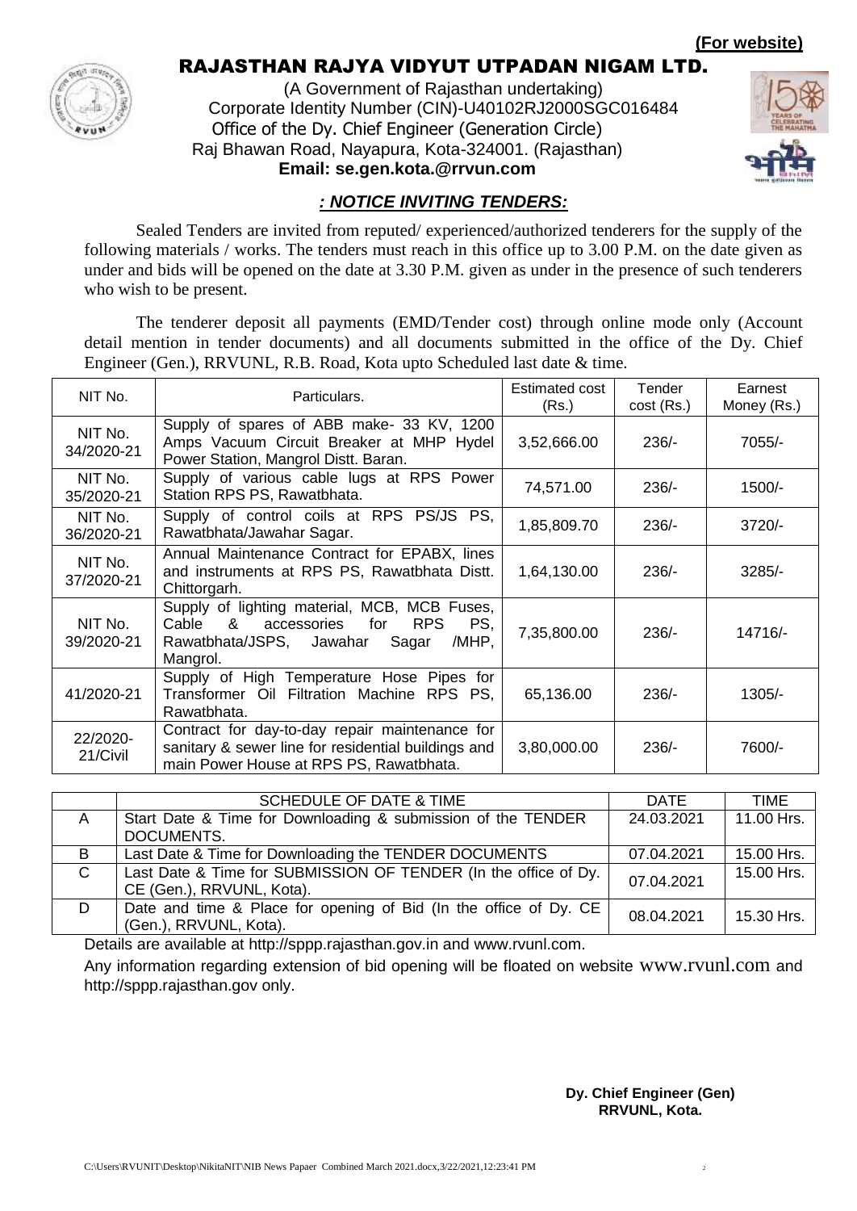**(For website)**

# RAJASTHAN RAJYA VIDYUT UTPADAN NIGAM LTD.

(A Government of Rajasthan undertaking)
Corporate Identity Number (CIN)-U40102RJ2000SGC016484
Office of the Dy. Chief Engineer (Generation Circle)
Raj Bhawan Road, Nayapura, Kota-324001. (Rajasthan)
**Email: se.gen.kota.@rrvun.com**

## *: NOTICE INVITING TENDERS:*

Sealed Tenders are invited from reputed/ experienced/authorized tenderers for the supply of the following materials / works. The tenders must reach in this office up to 3.00 P.M. on the date given as under and bids will be opened on the date at 3.30 P.M. given as under in the presence of such tenderers who wish to be present.

The tenderer deposit all payments (EMD/Tender cost) through online mode only (Account detail mention in tender documents) and all documents submitted in the office of the Dy. Chief Engineer (Gen.), RRVUNL, R.B. Road, Kota upto Scheduled last date & time.

| NIT No. | Particulars. | Estimated cost (Rs.) | Tender cost (Rs.) | Earnest Money (Rs.) |
|---|---|---|---|---|
| NIT No. 34/2020-21 | Supply of spares of ABB make- 33 KV, 1200 Amps Vacuum Circuit Breaker at MHP Hydel Power Station, Mangrol Distt. Baran. | 3,52,666.00 | 236/- | 7055/- |
| NIT No. 35/2020-21 | Supply of various cable lugs at RPS Power Station RPS PS, Rawatbhata. | 74,571.00 | 236/- | 1500/- |
| NIT No. 36/2020-21 | Supply of control coils at RPS PS/JS PS, Rawatbhata/Jawahar Sagar. | 1,85,809.70 | 236/- | 3720/- |
| NIT No. 37/2020-21 | Annual Maintenance Contract for EPABX, lines and instruments at RPS PS, Rawatbhata Distt. Chittorgarh. | 1,64,130.00 | 236/- | 3285/- |
| NIT No. 39/2020-21 | Supply of lighting material, MCB, MCB Fuses, Cable & accessories for RPS PS, Rawatbhata/JSPS, Jawahar Sagar /MHP, Mangrol. | 7,35,800.00 | 236/- | 14716/- |
| 41/2020-21 | Supply of High Temperature Hose Pipes for Transformer Oil Filtration Machine RPS PS, Rawatbhata. | 65,136.00 | 236/- | 1305/- |
| 22/2020-21/Civil | Contract for day-to-day repair maintenance for sanitary & sewer line for residential buildings and main Power House at RPS PS, Rawatbhata. | 3,80,000.00 | 236/- | 7600/- |

| | SCHEDULE OF DATE & TIME | DATE | TIME |
|---|---|---|---|
| A | Start Date & Time for Downloading & submission of the TENDER DOCUMENTS. | 24.03.2021 | 11.00 Hrs. |
| B | Last Date & Time for Downloading the TENDER DOCUMENTS | 07.04.2021 | 15.00 Hrs. |
| C | Last Date & Time for SUBMISSION OF TENDER (In the office of Dy. CE (Gen.), RRVUNL, Kota). | 07.04.2021 | 15.00 Hrs. |
| D | Date and time & Place for opening of Bid (In the office of Dy. CE (Gen.), RRVUNL, Kota). | 08.04.2021 | 15.30 Hrs. |

Details are available at http://sppp.rajasthan.gov.in and www.rvunl.com.

Any information regarding extension of bid opening will be floated on website www.rvunl.com and http://sppp.rajasthan.gov only.

**Dy. Chief Engineer (Gen)**
**RRVUNL, Kota.**

C:\Users\RVUNIT\Desktop\NikitaNIT\NIB News Papaer Combined March 2021.docx,3/22/2021,12:23:41 PM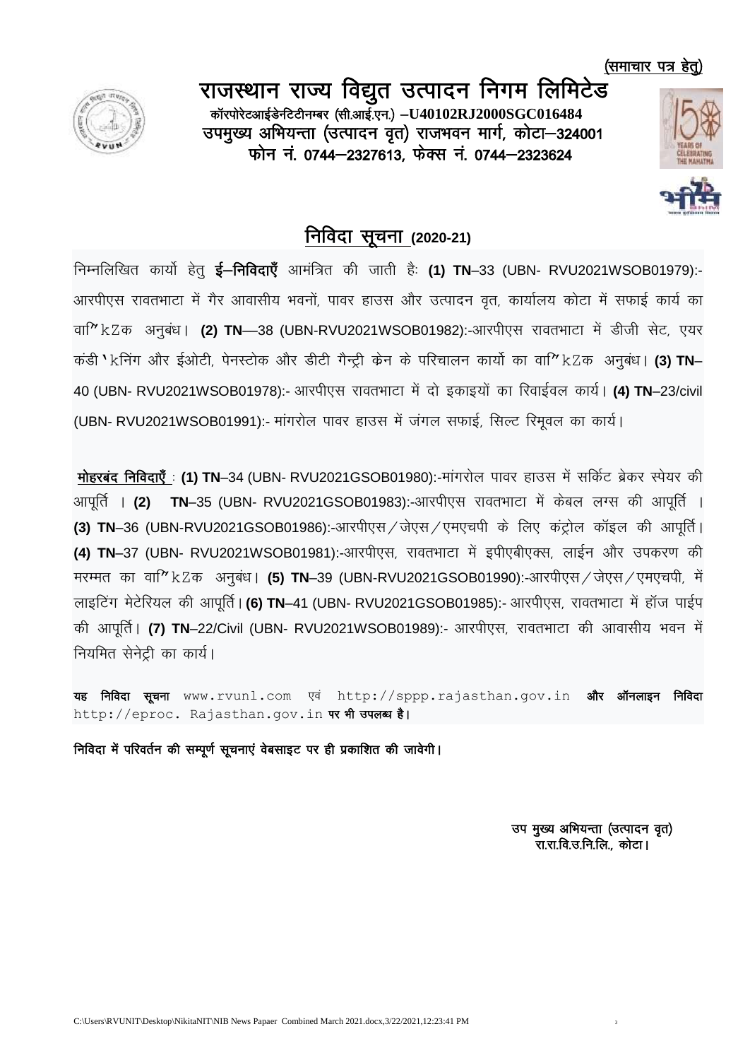(समाचार पत्र हेतु)

# राजस्थान राज्य विद्युत उत्पादन निगम लिमिटेड

**कॉरपोरेटआईडेनटिटीनम्बर (सी.आई.एन.) –U40102RJ2000SGC016484**

**उपमुख्य अभियन्ता (उत्पादन वृत) राजभवन मार्ग, कोटा–324001**

**फोन नं. 0744–2327613, फेक्स नं. 0744–2323624**

## निविदा सूचना (2020-21)

निम्नलिखित कार्यो हेतु **ई–निविदाएँ** आमंत्रित की जाती हैः **(1) TN**–33 (UBN- RVU2021WSOB01979):-आरपीएस रावतभाटा में गैर आवासीय भवनों, पावर हाउस और उत्पादन वृत, कार्यालय कोटा में सफाई कार्य का वार्षिक अनुबंध। **(2) TN**—38 (UBN-RVU2021WSOB01982):-आरपीएस रावतभाटा में डीजी सेट, एयर कंडीशनिंग और ईओटी, पेनस्टोक और डीटी गैन्ट्री क्रेन के परिचालन कार्यो का वार्षिक अनुबंध। **(3) TN**–40 (UBN- RVU2021WSOB01978):- आरपीएस रावतभाटा में दो इकाइयों का रिवाईवल कार्य। **(4) TN**–23/civil (UBN- RVU2021WSOB01991):- मांगरोल पावर हाउस में जंगल सफाई, सिल्ट रिमूवल का कार्य।

**मोहरबंद निविदाएँ** : **(1) TN**–34 (UBN- RVU2021GSOB01980):-मांगरोल पावर हाउस में सर्किट ब्रेकर स्पेयर की आपूर्ति । **(2) TN**–35 (UBN- RVU2021GSOB01983):-आरपीएस रावतभाटा में केबल लग्स की आपूर्ति । **(3) TN**–36 (UBN-RVU2021GSOB01986):-आरपीएस/जेएस/एमएचपी के लिए कंट्रोल कॉइल की आपूर्ति। **(4) TN**–37 (UBN- RVU2021WSOB01981):-आरपीएस, रावतभाटा में इपीएबीएक्स, लाईन और उपकरण की मरम्मत का वार्षिक अनुबंध। **(5) TN**–39 (UBN-RVU2021GSOB01990):-आरपीएस/जेएस/एमएचपी, में लाइटिंग मेटेरियल की आपूर्ति। **(6) TN**–41 (UBN- RVU2021GSOB01985):- आरपीएस, रावतभाटा में हॉज पाईप की आपूर्ति। **(7) TN**–22/Civil (UBN- RVU2021WSOB01989):- आरपीएस, रावतभाटा की आवासीय भवन में नियमित सेनेट्री का कार्य।

**यह निविदा सूचना** www.rvunl.com एवं http://sppp.rajasthan.gov.in **और ऑनलाइन निविदा** http://eproc. Rajasthan.gov.in **पर भी उपलब्ध है।**

**निविदा में परिवर्तन की सम्पूर्ण सूचनाएं वेबसाइट पर ही प्रकाशित की जावेगी।**

**उप मुख्य अभियन्ता (उत्पादन वृत)**
**रा.रा.वि.उ.नि.लि., कोटा।**